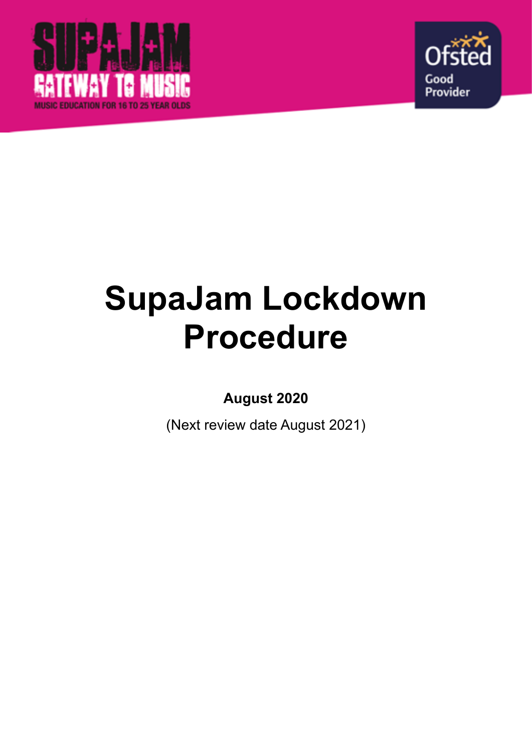# SupaJam Lockdown Procedure

**August 2020**

(Next review date August 2021)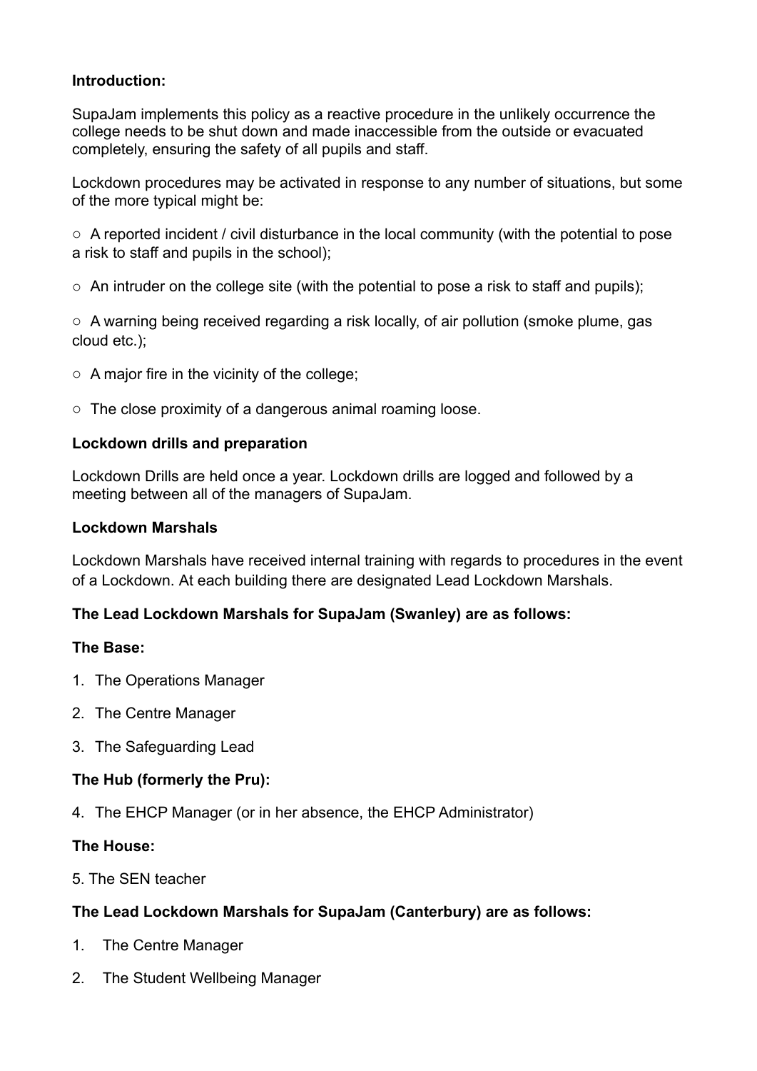**Introduction:**

SupaJam implements this policy as a reactive procedure in the unlikely occurrence the college needs to be shut down and made inaccessible from the outside or evacuated completely, ensuring the safety of all pupils and staff.

Lockdown procedures may be activated in response to any number of situations, but some of the more typical might be:

- A reported incident / civil disturbance in the local community (with the potential to pose a risk to staff and pupils in the school);
- An intruder on the college site (with the potential to pose a risk to staff and pupils);
- A warning being received regarding a risk locally, of air pollution (smoke plume, gas cloud etc.);
- A major fire in the vicinity of the college;
- The close proximity of a dangerous animal roaming loose.

**Lockdown drills and preparation**

Lockdown Drills are held once a year. Lockdown drills are logged and followed by a meeting between all of the managers of SupaJam.

**Lockdown Marshals**

Lockdown Marshals have received internal training with regards to procedures in the event of a Lockdown. At each building there are designated Lead Lockdown Marshals.

**The Lead Lockdown Marshals for SupaJam (Swanley) are as follows:**

**The Base:**

1. The Operations Manager
2. The Centre Manager
3. The Safeguarding Lead

**The Hub (formerly the Pru):**

4. The EHCP Manager (or in her absence, the EHCP Administrator)

**The House:**

5. The SEN teacher

**The Lead Lockdown Marshals for SupaJam (Canterbury) are as follows:**

1. The Centre Manager
2. The Student Wellbeing Manager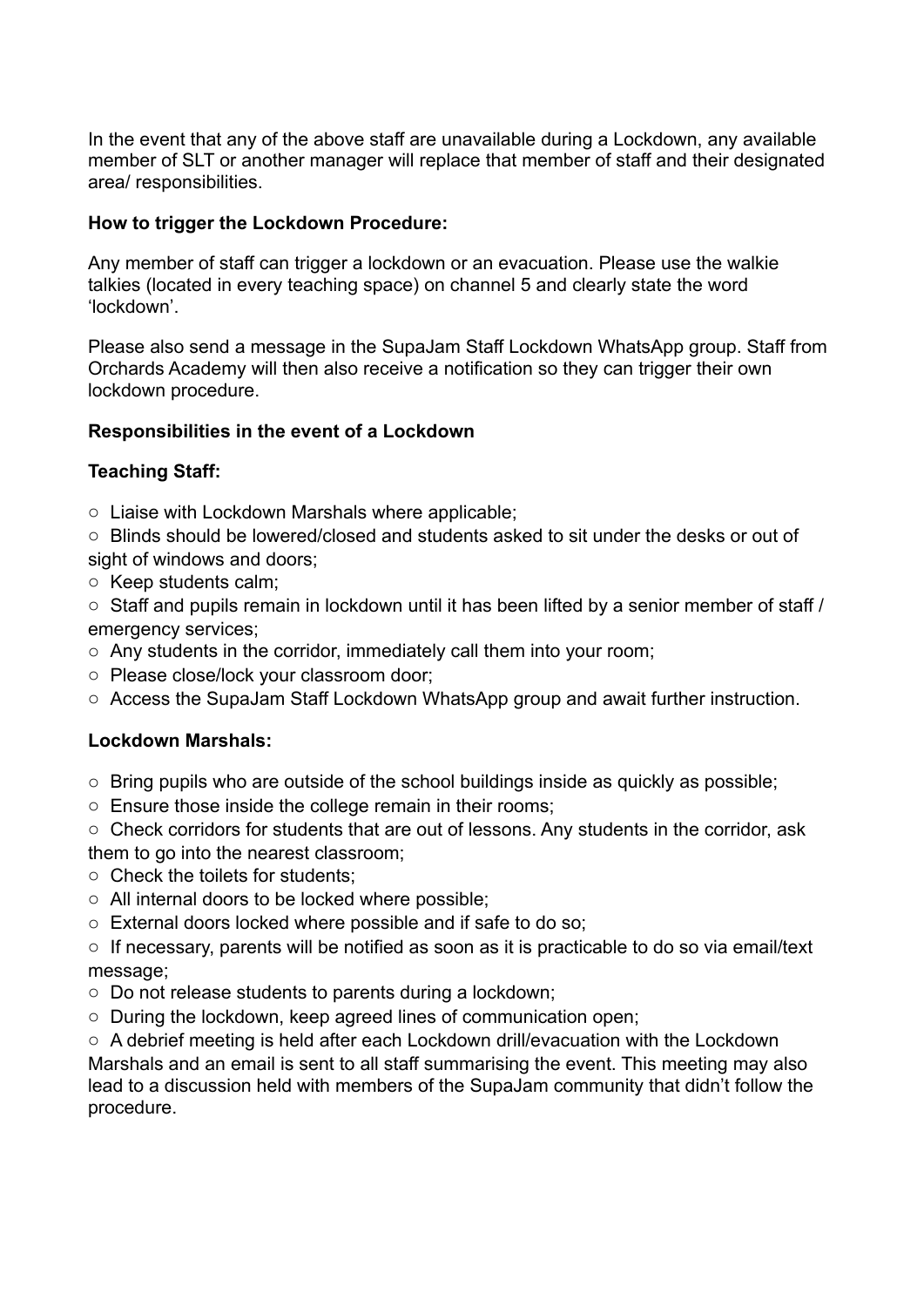In the event that any of the above staff are unavailable during a Lockdown, any available member of SLT or another manager will replace that member of staff and their designated area/ responsibilities.

**How to trigger the Lockdown Procedure:**

Any member of staff can trigger a lockdown or an evacuation. Please use the walkie talkies (located in every teaching space) on channel 5 and clearly state the word 'lockdown'.

Please also send a message in the SupaJam Staff Lockdown WhatsApp group. Staff from Orchards Academy will then also receive a notification so they can trigger their own lockdown procedure.

**Responsibilities in the event of a Lockdown**

**Teaching Staff:**

- Liaise with Lockdown Marshals where applicable;
- Blinds should be lowered/closed and students asked to sit under the desks or out of sight of windows and doors;
- Keep students calm;
- Staff and pupils remain in lockdown until it has been lifted by a senior member of staff / emergency services;
- Any students in the corridor, immediately call them into your room;
- Please close/lock your classroom door;
- Access the SupaJam Staff Lockdown WhatsApp group and await further instruction.

**Lockdown Marshals:**

- Bring pupils who are outside of the school buildings inside as quickly as possible;
- Ensure those inside the college remain in their rooms;
- Check corridors for students that are out of lessons. Any students in the corridor, ask them to go into the nearest classroom;
- Check the toilets for students;
- All internal doors to be locked where possible;
- External doors locked where possible and if safe to do so;
- If necessary, parents will be notified as soon as it is practicable to do so via email/text message;
- Do not release students to parents during a lockdown;
- During the lockdown, keep agreed lines of communication open;
- A debrief meeting is held after each Lockdown drill/evacuation with the Lockdown Marshals and an email is sent to all staff summarising the event. This meeting may also lead to a discussion held with members of the SupaJam community that didn't follow the procedure.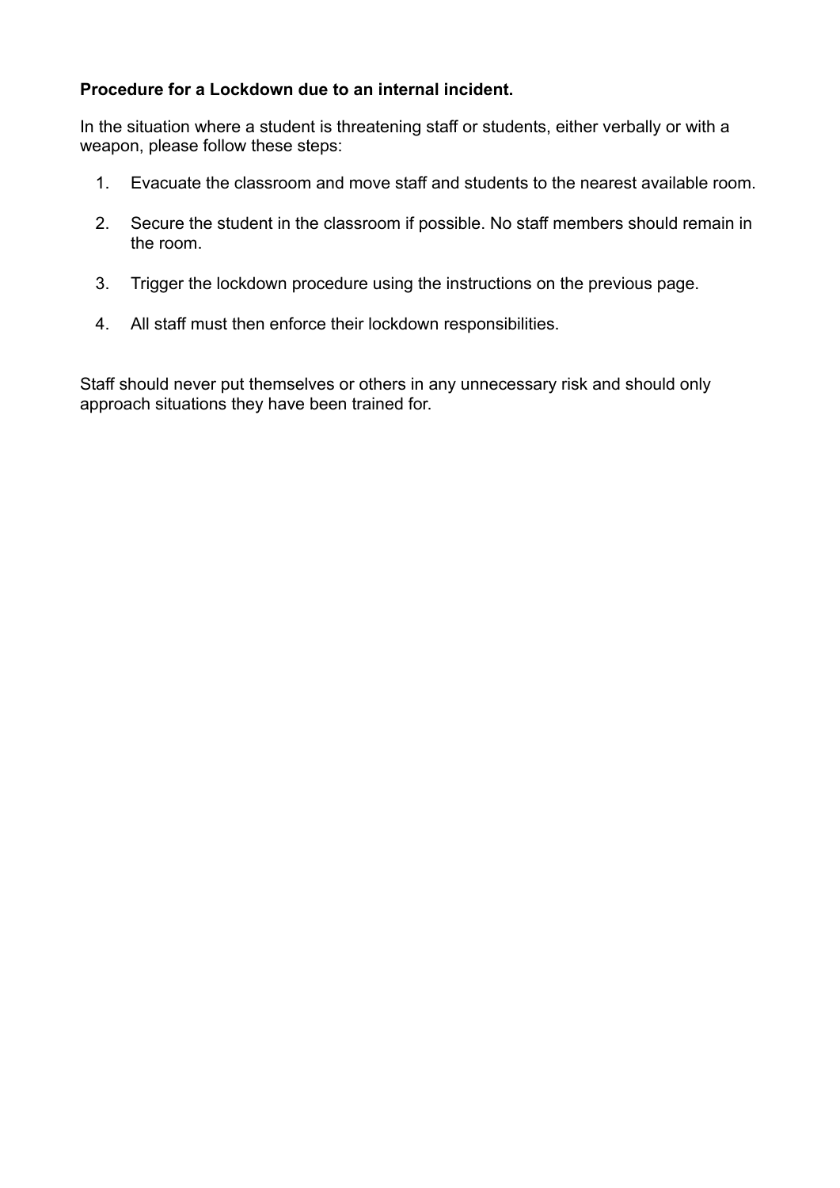**Procedure for a Lockdown due to an internal incident.**

In the situation where a student is threatening staff or students, either verbally or with a weapon, please follow these steps:

1. Evacuate the classroom and move staff and students to the nearest available room.

2. Secure the student in the classroom if possible. No staff members should remain in the room.

3. Trigger the lockdown procedure using the instructions on the previous page.

4. All staff must then enforce their lockdown responsibilities.

Staff should never put themselves or others in any unnecessary risk and should only approach situations they have been trained for.